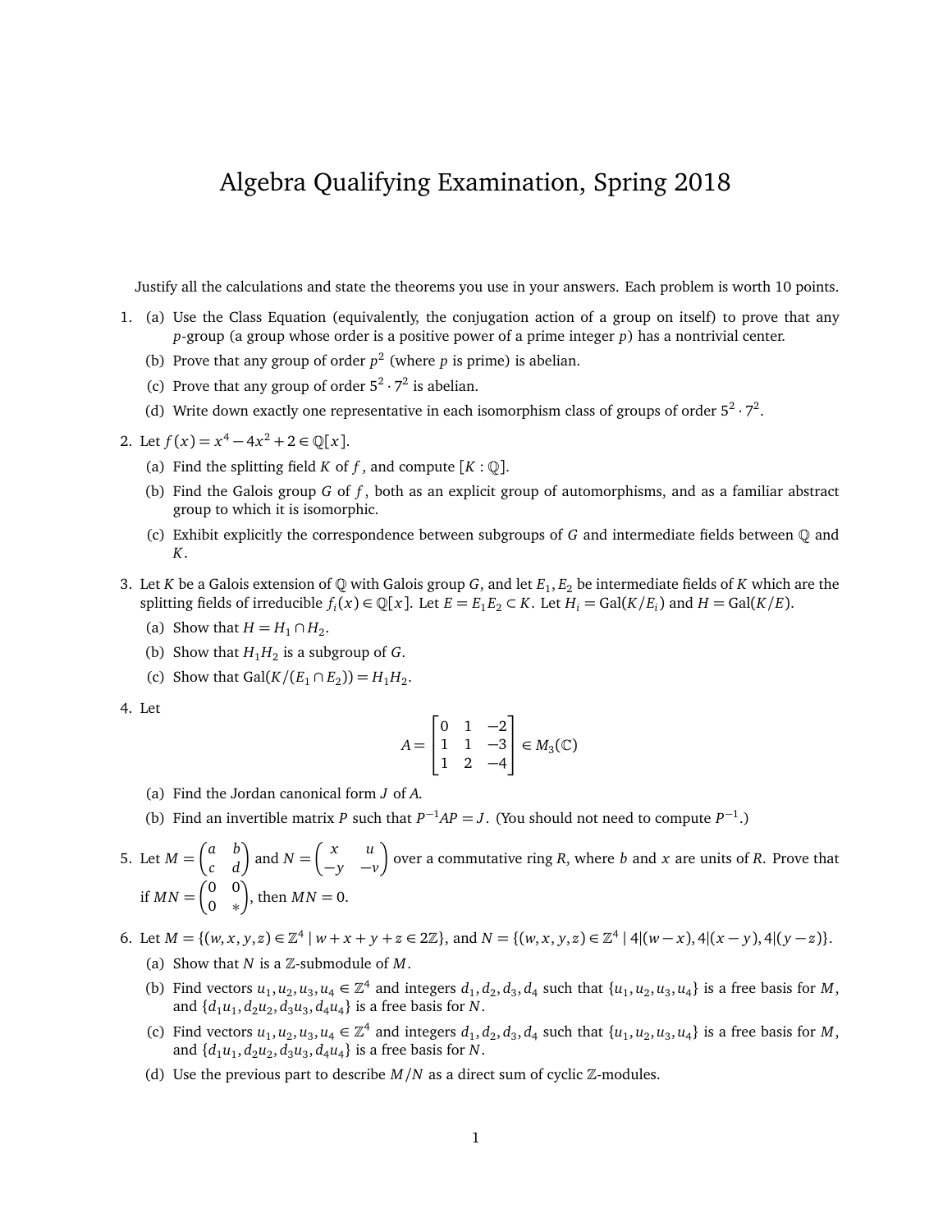# Algebra Qualifying Examination, Spring 2018

Justify all the calculations and state the theorems you use in your answers. Each problem is worth 10 points.

1. (a) Use the Class Equation (equivalently, the conjugation action of a group on itself) to prove that any $p$-group (a group whose order is a positive power of a prime integer $p$) has a nontrivial center.

   (b) Prove that any group of order $p^2$ (where $p$ is prime) is abelian.

   (c) Prove that any group of order $5^2 \cdot 7^2$ is abelian.

   (d) Write down exactly one representative in each isomorphism class of groups of order $5^2 \cdot 7^2$.

2. Let $f(x) = x^4 - 4x^2 + 2 \in \mathbb{Q}[x]$.

   (a) Find the splitting field $K$ of $f$, and compute $[K : \mathbb{Q}]$.

   (b) Find the Galois group $G$ of $f$, both as an explicit group of automorphisms, and as a familiar abstract group to which it is isomorphic.

   (c) Exhibit explicitly the correspondence between subgroups of $G$ and intermediate fields between $\mathbb{Q}$ and $K$.

3. Let $K$ be a Galois extension of $\mathbb{Q}$ with Galois group $G$, and let $E_1, E_2$ be intermediate fields of $K$ which are the splitting fields of irreducible $f_i(x) \in \mathbb{Q}[x]$. Let $E = E_1E_2 \subset K$. Let $H_i = \text{Gal}(K/E_i)$ and $H = \text{Gal}(K/E)$.

   (a) Show that $H = H_1 \cap H_2$.

   (b) Show that $H_1H_2$ is a subgroup of $G$.

   (c) Show that $\text{Gal}(K/(E_1 \cap E_2)) = H_1H_2$.

4. Let

$$A = \begin{bmatrix} 0 & 1 & -2 \\ 1 & 1 & -3 \\ 1 & 2 & -4 \end{bmatrix} \in M_3(\mathbb{C})$$

   (a) Find the Jordan canonical form $J$ of $A$.

   (b) Find an invertible matrix $P$ such that $P^{-1}AP = J$. (You should not need to compute $P^{-1}$.)

5. Let $M = \begin{pmatrix} a & b \\ c & d \end{pmatrix}$ and $N = \begin{pmatrix} x & u \\ -y & -v \end{pmatrix}$ over a commutative ring $R$, where $b$ and $x$ are units of $R$. Prove that if $MN = \begin{pmatrix} 0 & 0 \\ 0 & * \end{pmatrix}$, then $MN = 0$.

6. Let $M = \{(w, x, y, z) \in \mathbb{Z}^4 \mid w + x + y + z \in 2\mathbb{Z}\}$, and $N = \{(w, x, y, z) \in \mathbb{Z}^4 \mid 4|(w - x), 4|(x - y), 4|(y - z)\}$.

   (a) Show that $N$ is a $\mathbb{Z}$-submodule of $M$.

   (b) Find vectors $u_1, u_2, u_3, u_4 \in \mathbb{Z}^4$ and integers $d_1, d_2, d_3, d_4$ such that $\{u_1, u_2, u_3, u_4\}$ is a free basis for $M$, and $\{d_1u_1, d_2u_2, d_3u_3, d_4u_4\}$ is a free basis for $N$.

   (c) Find vectors $u_1, u_2, u_3, u_4 \in \mathbb{Z}^4$ and integers $d_1, d_2, d_3, d_4$ such that $\{u_1, u_2, u_3, u_4\}$ is a free basis for $M$, and $\{d_1u_1, d_2u_2, d_3u_3, d_4u_4\}$ is a free basis for $N$.

   (d) Use the previous part to describe $M/N$ as a direct sum of cyclic $\mathbb{Z}$-modules.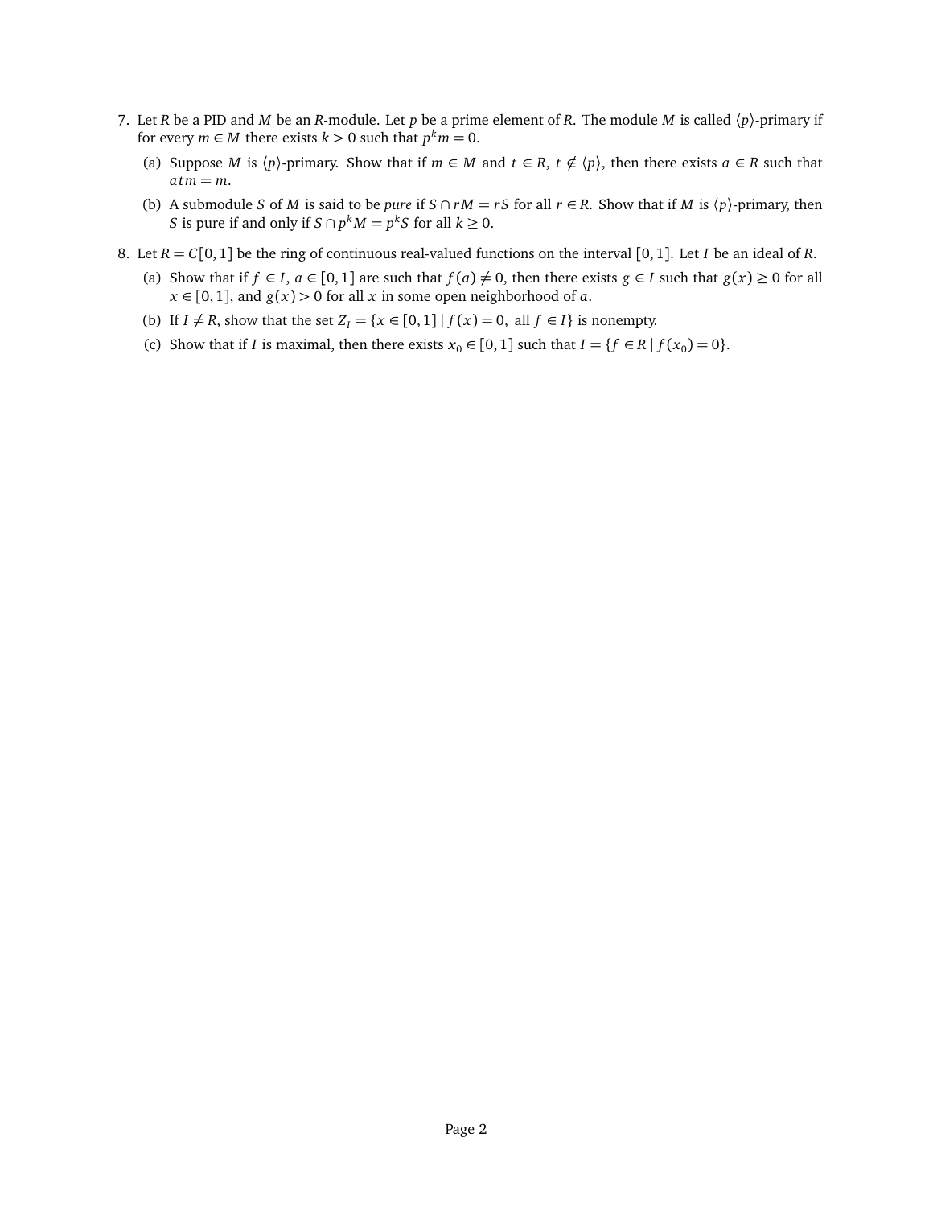7. Let $R$ be a PID and $M$ be an $R$-module. Let $p$ be a prime element of $R$. The module $M$ is called $\langle p \rangle$-primary if for every $m \in M$ there exists $k > 0$ such that $p^k m = 0$.
   (a) Suppose $M$ is $\langle p \rangle$-primary. Show that if $m \in M$ and $t \in R$, $t \notin \langle p \rangle$, then there exists $a \in R$ such that $atm = m$.
   (b) A submodule $S$ of $M$ is said to be *pure* if $S \cap rM = rS$ for all $r \in R$. Show that if $M$ is $\langle p \rangle$-primary, then $S$ is pure if and only if $S \cap p^k M = p^k S$ for all $k \geq 0$.

8. Let $R = C[0,1]$ be the ring of continuous real-valued functions on the interval $[0,1]$. Let $I$ be an ideal of $R$.
   (a) Show that if $f \in I$, $a \in [0,1]$ are such that $f(a) \neq 0$, then there exists $g \in I$ such that $g(x) \geq 0$ for all $x \in [0,1]$, and $g(x) > 0$ for all $x$ in some open neighborhood of $a$.
   (b) If $I \neq R$, show that the set $Z_I = \{x \in [0,1] \mid f(x) = 0, \text{ all } f \in I\}$ is nonempty.
   (c) Show that if $I$ is maximal, then there exists $x_0 \in [0,1]$ such that $I = \{f \in R \mid f(x_0) = 0\}$.